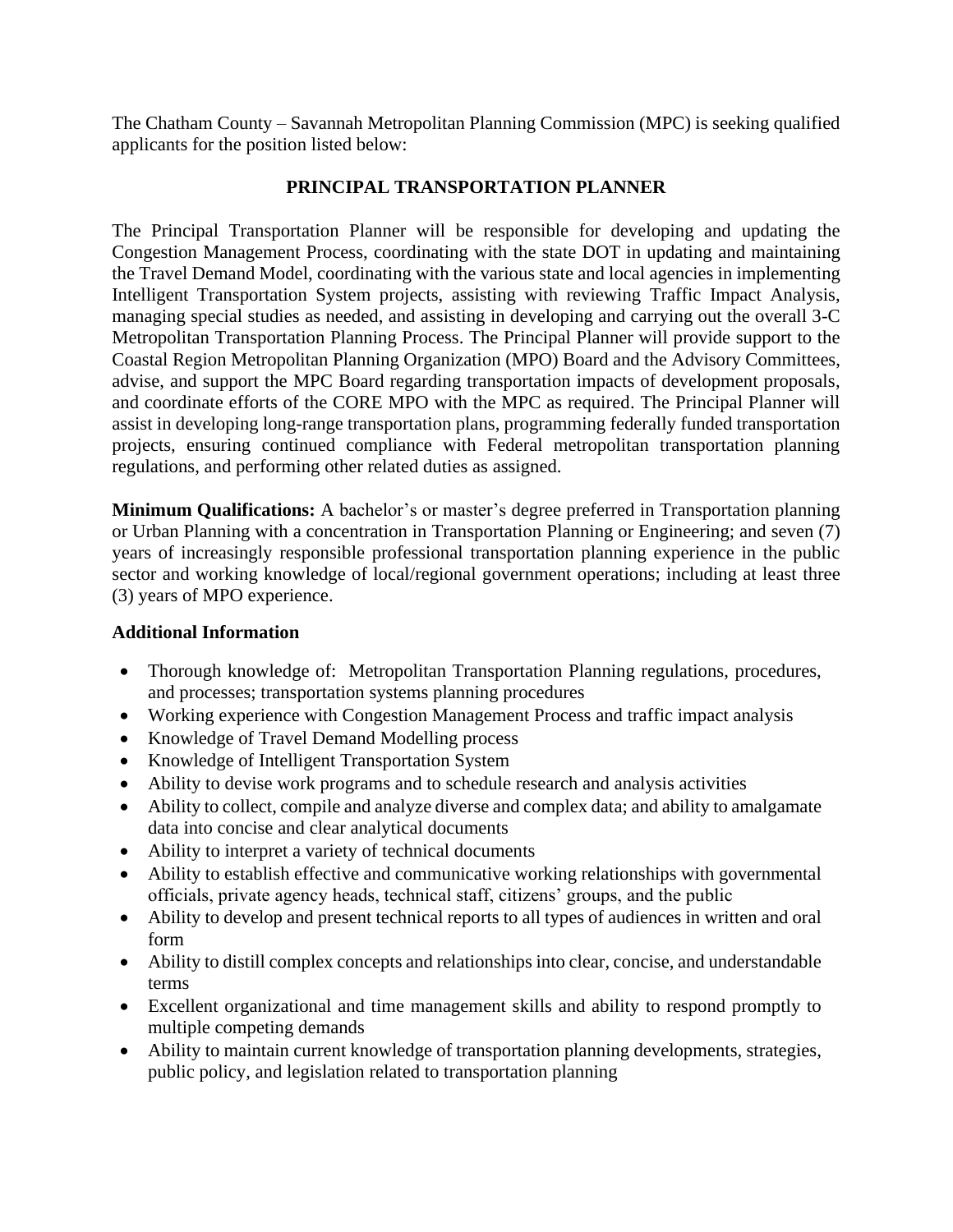The Chatham County – Savannah Metropolitan Planning Commission (MPC) is seeking qualified applicants for the position listed below:

## PRINCIPAL TRANSPORTATION PLANNER

The Principal Transportation Planner will be responsible for developing and updating the Congestion Management Process, coordinating with the state DOT in updating and maintaining the Travel Demand Model, coordinating with the various state and local agencies in implementing Intelligent Transportation System projects, assisting with reviewing Traffic Impact Analysis, managing special studies as needed, and assisting in developing and carrying out the overall 3-C Metropolitan Transportation Planning Process. The Principal Planner will provide support to the Coastal Region Metropolitan Planning Organization (MPO) Board and the Advisory Committees, advise, and support the MPC Board regarding transportation impacts of development proposals, and coordinate efforts of the CORE MPO with the MPC as required. The Principal Planner will assist in developing long-range transportation plans, programming federally funded transportation projects, ensuring continued compliance with Federal metropolitan transportation planning regulations, and performing other related duties as assigned.

**Minimum Qualifications:** A bachelor's or master's degree preferred in Transportation planning or Urban Planning with a concentration in Transportation Planning or Engineering; and seven (7) years of increasingly responsible professional transportation planning experience in the public sector and working knowledge of local/regional government operations; including at least three (3) years of MPO experience.

**Additional Information**

- Thorough knowledge of: Metropolitan Transportation Planning regulations, procedures, and processes; transportation systems planning procedures
- Working experience with Congestion Management Process and traffic impact analysis
- Knowledge of Travel Demand Modelling process
- Knowledge of Intelligent Transportation System
- Ability to devise work programs and to schedule research and analysis activities
- Ability to collect, compile and analyze diverse and complex data; and ability to amalgamate data into concise and clear analytical documents
- Ability to interpret a variety of technical documents
- Ability to establish effective and communicative working relationships with governmental officials, private agency heads, technical staff, citizens' groups, and the public
- Ability to develop and present technical reports to all types of audiences in written and oral form
- Ability to distill complex concepts and relationships into clear, concise, and understandable terms
- Excellent organizational and time management skills and ability to respond promptly to multiple competing demands
- Ability to maintain current knowledge of transportation planning developments, strategies, public policy, and legislation related to transportation planning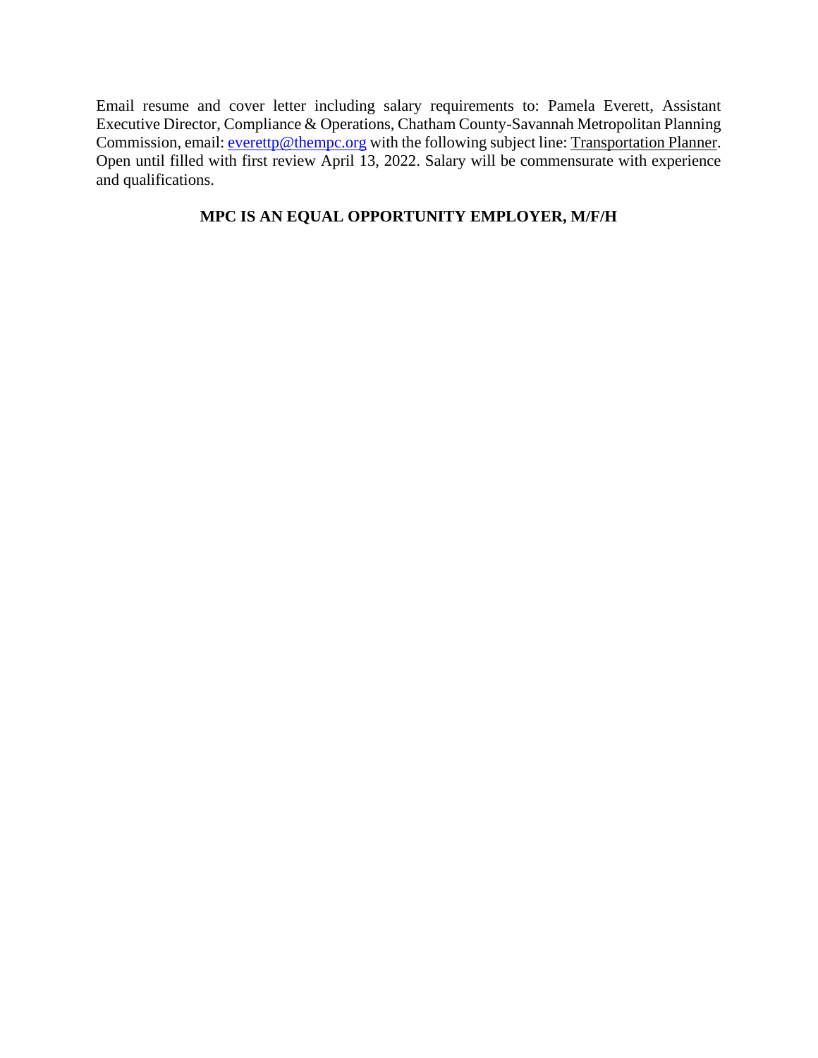Email resume and cover letter including salary requirements to: Pamela Everett, Assistant Executive Director, Compliance & Operations, Chatham County-Savannah Metropolitan Planning Commission, email: everettp@thempc.org with the following subject line: Transportation Planner. Open until filled with first review April 13, 2022. Salary will be commensurate with experience and qualifications.

**MPC IS AN EQUAL OPPORTUNITY EMPLOYER, M/F/H**